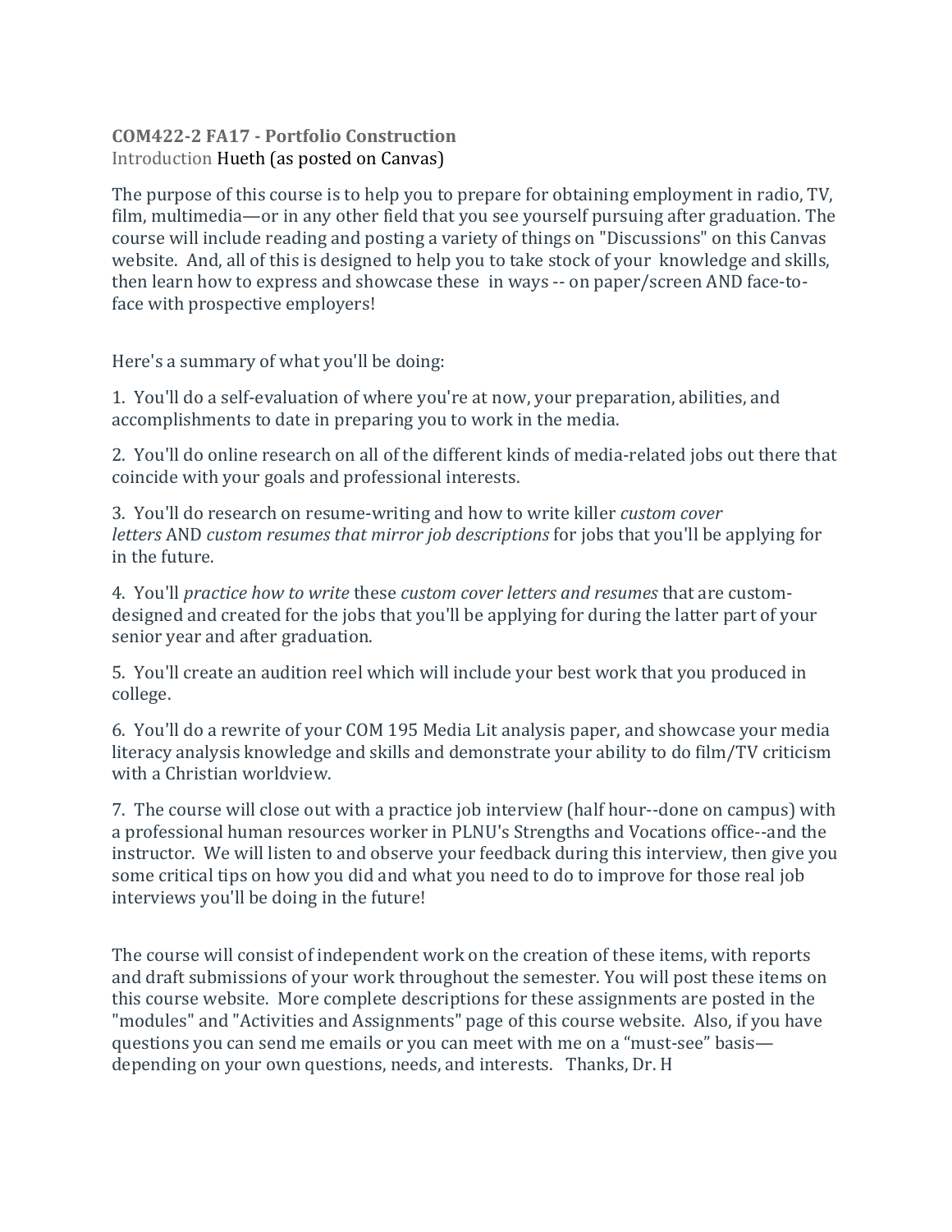**COM422-2 FA17 - Portfolio Construction**
Introduction Hueth (as posted on Canvas)

The purpose of this course is to help you to prepare for obtaining employment in radio, TV, film, multimedia—or in any other field that you see yourself pursuing after graduation. The course will include reading and posting a variety of things on "Discussions" on this Canvas website. And, all of this is designed to help you to take stock of your knowledge and skills, then learn how to express and showcase these in ways -- on paper/screen AND face-to-face with prospective employers!

Here's a summary of what you'll be doing:

1. You'll do a self-evaluation of where you're at now, your preparation, abilities, and accomplishments to date in preparing you to work in the media.

2. You'll do online research on all of the different kinds of media-related jobs out there that coincide with your goals and professional interests.

3. You'll do research on resume-writing and how to write killer *custom cover letters* AND *custom resumes that mirror job descriptions* for jobs that you'll be applying for in the future.

4. You'll *practice how to write* these *custom cover letters and resumes* that are custom-designed and created for the jobs that you'll be applying for during the latter part of your senior year and after graduation.

5. You'll create an audition reel which will include your best work that you produced in college.

6. You'll do a rewrite of your COM 195 Media Lit analysis paper, and showcase your media literacy analysis knowledge and skills and demonstrate your ability to do film/TV criticism with a Christian worldview.

7. The course will close out with a practice job interview (half hour--done on campus) with a professional human resources worker in PLNU's Strengths and Vocations office--and the instructor. We will listen to and observe your feedback during this interview, then give you some critical tips on how you did and what you need to do to improve for those real job interviews you'll be doing in the future!

The course will consist of independent work on the creation of these items, with reports and draft submissions of your work throughout the semester. You will post these items on this course website. More complete descriptions for these assignments are posted in the "modules" and "Activities and Assignments" page of this course website. Also, if you have questions you can send me emails or you can meet with me on a "must-see" basis—depending on your own questions, needs, and interests. Thanks, Dr. H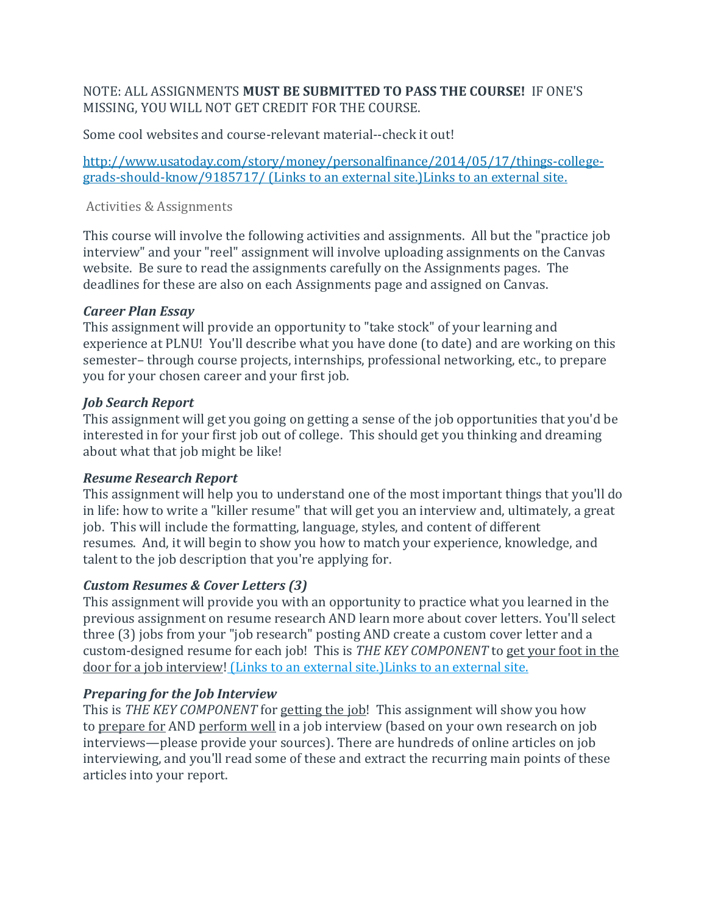NOTE: ALL ASSIGNMENTS **MUST BE SUBMITTED TO PASS THE COURSE!** IF ONE'S MISSING, YOU WILL NOT GET CREDIT FOR THE COURSE.

Some cool websites and course-relevant material--check it out!

[http://www.usatoday.com/story/money/personalfinance/2014/05/17/things-college-grads-should-know/9185717/ (Links to an external site.)Links to an external site.](http://www.usatoday.com/story/money/personalfinance/2014/05/17/things-college-grads-should-know/9185717/)

Activities & Assignments

This course will involve the following activities and assignments. All but the "practice job interview" and your "reel" assignment will involve uploading assignments on the Canvas website. Be sure to read the assignments carefully on the Assignments pages. The deadlines for these are also on each Assignments page and assigned on Canvas.

***Career Plan Essay***
This assignment will provide an opportunity to "take stock" of your learning and experience at PLNU! You'll describe what you have done (to date) and are working on this semester– through course projects, internships, professional networking, etc., to prepare you for your chosen career and your first job.

***Job Search Report***
This assignment will get you going on getting a sense of the job opportunities that you'd be interested in for your first job out of college. This should get you thinking and dreaming about what that job might be like!

***Resume Research Report***
This assignment will help you to understand one of the most important things that you'll do in life: how to write a "killer resume" that will get you an interview and, ultimately, a great job. This will include the formatting, language, styles, and content of different resumes. And, it will begin to show you how to match your experience, knowledge, and talent to the job description that you're applying for.

***Custom Resumes & Cover Letters (3)***
This assignment will provide you with an opportunity to practice what you learned in the previous assignment on resume research AND learn more about cover letters. You'll select three (3) jobs from your "job research" posting AND create a custom cover letter and a custom-designed resume for each job! This is *THE KEY COMPONENT* to get your foot in the door for a job interview! (Links to an external site.)Links to an external site.

***Preparing for the Job Interview***
This is *THE KEY COMPONENT* for getting the job! This assignment will show you how to prepare for AND perform well in a job interview (based on your own research on job interviews—please provide your sources). There are hundreds of online articles on job interviewing, and you'll read some of these and extract the recurring main points of these articles into your report.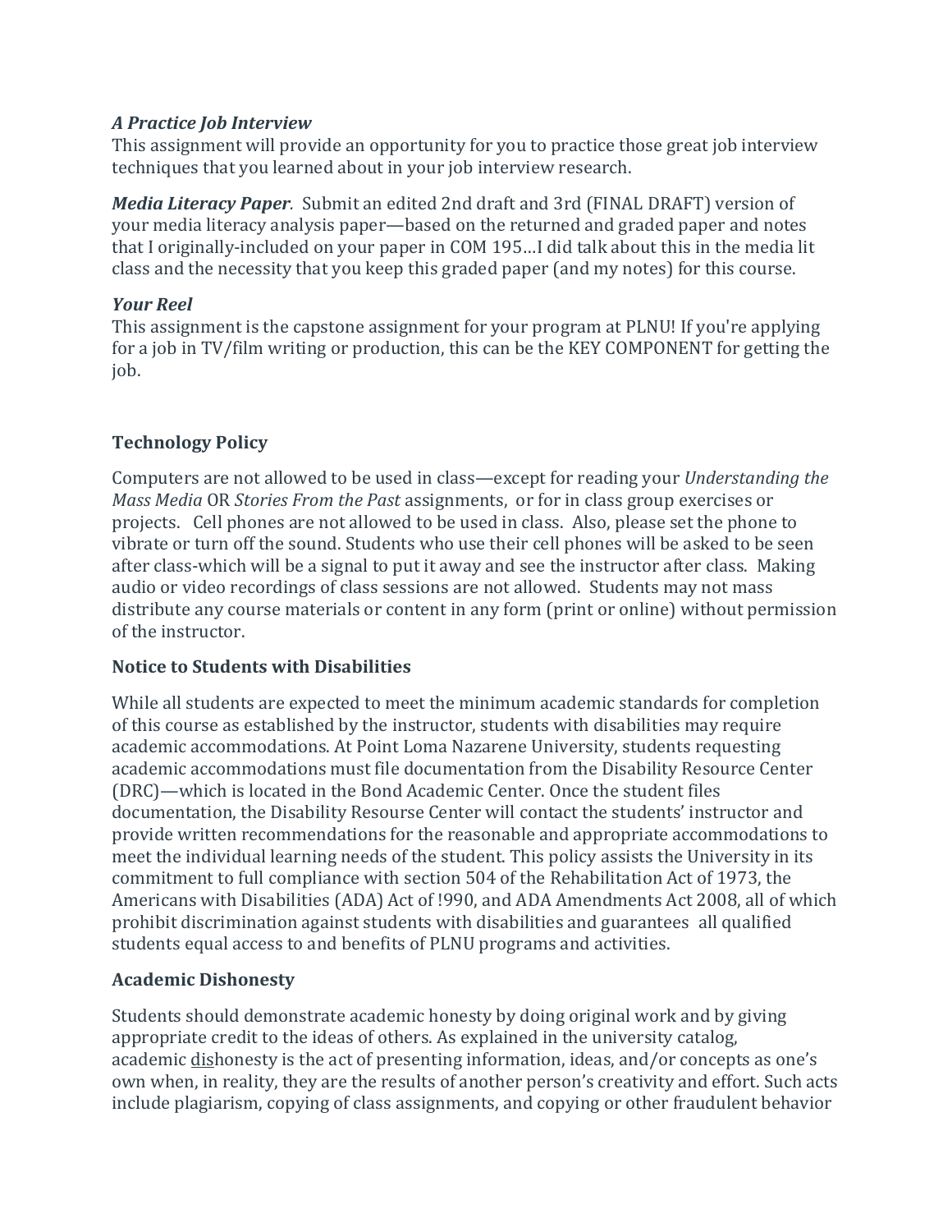*A Practice Job Interview*
This assignment will provide an opportunity for you to practice those great job interview techniques that you learned about in your job interview research.

***Media Literacy Paper**.* Submit an edited 2nd draft and 3rd (FINAL DRAFT) version of your media literacy analysis paper—based on the returned and graded paper and notes that I originally-included on your paper in COM 195…I did talk about this in the media lit class and the necessity that you keep this graded paper (and my notes) for this course.

*Your Reel*
This assignment is the capstone assignment for your program at PLNU! If you're applying for a job in TV/film writing or production, this can be the KEY COMPONENT for getting the job.

**Technology Policy**

Computers are not allowed to be used in class—except for reading your *Understanding the Mass Media* OR *Stories From the Past* assignments, or for in class group exercises or projects. Cell phones are not allowed to be used in class. Also, please set the phone to vibrate or turn off the sound. Students who use their cell phones will be asked to be seen after class-which will be a signal to put it away and see the instructor after class. Making audio or video recordings of class sessions are not allowed. Students may not mass distribute any course materials or content in any form (print or online) without permission of the instructor.

**Notice to Students with Disabilities**

While all students are expected to meet the minimum academic standards for completion of this course as established by the instructor, students with disabilities may require academic accommodations. At Point Loma Nazarene University, students requesting academic accommodations must file documentation from the Disability Resource Center (DRC)—which is located in the Bond Academic Center. Once the student files documentation, the Disability Resourse Center will contact the students' instructor and provide written recommendations for the reasonable and appropriate accommodations to meet the individual learning needs of the student. This policy assists the University in its commitment to full compliance with section 504 of the Rehabilitation Act of 1973, the Americans with Disabilities (ADA) Act of !990, and ADA Amendments Act 2008, all of which prohibit discrimination against students with disabilities and guarantees all qualified students equal access to and benefits of PLNU programs and activities.

**Academic Dishonesty**

Students should demonstrate academic honesty by doing original work and by giving appropriate credit to the ideas of others. As explained in the university catalog, academic <u>dis</u>honesty is the act of presenting information, ideas, and/or concepts as one's own when, in reality, they are the results of another person's creativity and effort. Such acts include plagiarism, copying of class assignments, and copying or other fraudulent behavior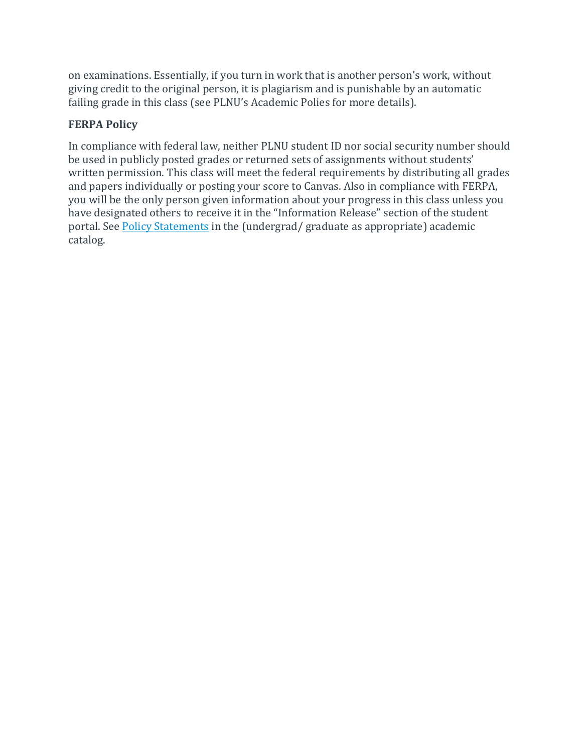on examinations. Essentially, if you turn in work that is another person's work, without giving credit to the original person, it is plagiarism and is punishable by an automatic failing grade in this class (see PLNU's Academic Polies for more details).

**FERPA Policy**

In compliance with federal law, neither PLNU student ID nor social security number should be used in publicly posted grades or returned sets of assignments without students' written permission. This class will meet the federal requirements by distributing all grades and papers individually or posting your score to Canvas. Also in compliance with FERPA, you will be the only person given information about your progress in this class unless you have designated others to receive it in the "Information Release" section of the student portal. See Policy Statements in the (undergrad/ graduate as appropriate) academic catalog.